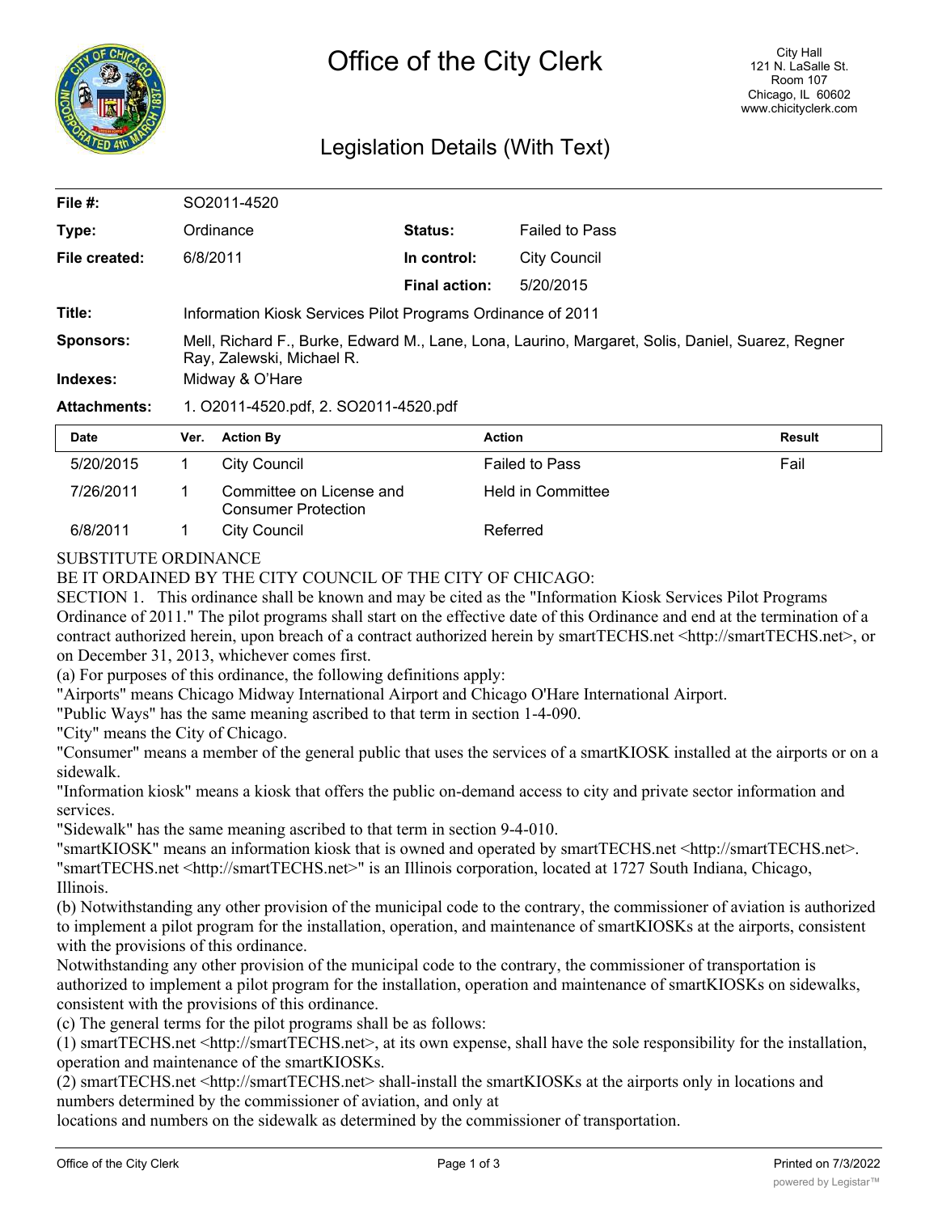# Office of the City Clerk

City Hall
121 N. LaSalle St.
Room 107
Chicago, IL 60602
www.chicityclerk.com

## Legislation Details (With Text)

| | | | |
|---|---|---|---|
| **File #:** | SO2011-4520 | | |
| **Type:** | Ordinance | **Status:** | Failed to Pass |
| **File created:** | 6/8/2011 | **In control:** | City Council |
| | | **Final action:** | 5/20/2015 |
| **Title:** | Information Kiosk Services Pilot Programs Ordinance of 2011 | | |
| **Sponsors:** | Mell, Richard F., Burke, Edward M., Lane, Lona, Laurino, Margaret, Solis, Daniel, Suarez, Regner Ray, Zalewski, Michael R. | | |
| **Indexes:** | Midway & O'Hare | | |
| **Attachments:** | 1. O2011-4520.pdf, 2. SO2011-4520.pdf | | |

| Date | Ver. | Action By | Action | Result |
|---|---|---|---|---|
| 5/20/2015 | 1 | City Council | Failed to Pass | Fail |
| 7/26/2011 | 1 | Committee on License and Consumer Protection | Held in Committee | |
| 6/8/2011 | 1 | City Council | Referred | |

SUBSTITUTE ORDINANCE

BE IT ORDAINED BY THE CITY COUNCIL OF THE CITY OF CHICAGO:

SECTION 1. This ordinance shall be known and may be cited as the "Information Kiosk Services Pilot Programs Ordinance of 2011." The pilot programs shall start on the effective date of this Ordinance and end at the termination of a contract authorized herein, upon breach of a contract authorized herein by smartTECHS.net <http://smartTECHS.net>, or on December 31, 2013, whichever comes first.

(a) For purposes of this ordinance, the following definitions apply:

"Airports" means Chicago Midway International Airport and Chicago O'Hare International Airport.

"Public Ways" has the same meaning ascribed to that term in section 1-4-090.

"City" means the City of Chicago.

"Consumer" means a member of the general public that uses the services of a smartKIOSK installed at the airports or on a sidewalk.

"Information kiosk" means a kiosk that offers the public on-demand access to city and private sector information and services.

"Sidewalk" has the same meaning ascribed to that term in section 9-4-010.

"smartKIOSK" means an information kiosk that is owned and operated by smartTECHS.net <http://smartTECHS.net>.

"smartTECHS.net <http://smartTECHS.net>" is an Illinois corporation, located at 1727 South Indiana, Chicago, Illinois.

(b) Notwithstanding any other provision of the municipal code to the contrary, the commissioner of aviation is authorized to implement a pilot program for the installation, operation, and maintenance of smartKIOSKs at the airports, consistent with the provisions of this ordinance.

Notwithstanding any other provision of the municipal code to the contrary, the commissioner of transportation is authorized to implement a pilot program for the installation, operation and maintenance of smartKIOSKs on sidewalks, consistent with the provisions of this ordinance.

(c) The general terms for the pilot programs shall be as follows:

(1) smartTECHS.net <http://smartTECHS.net>, at its own expense, shall have the sole responsibility for the installation, operation and maintenance of the smartKIOSKs.

(2) smartTECHS.net <http://smartTECHS.net> shall-install the smartKIOSKs at the airports only in locations and numbers determined by the commissioner of aviation, and only at locations and numbers on the sidewalk as determined by the commissioner of transportation.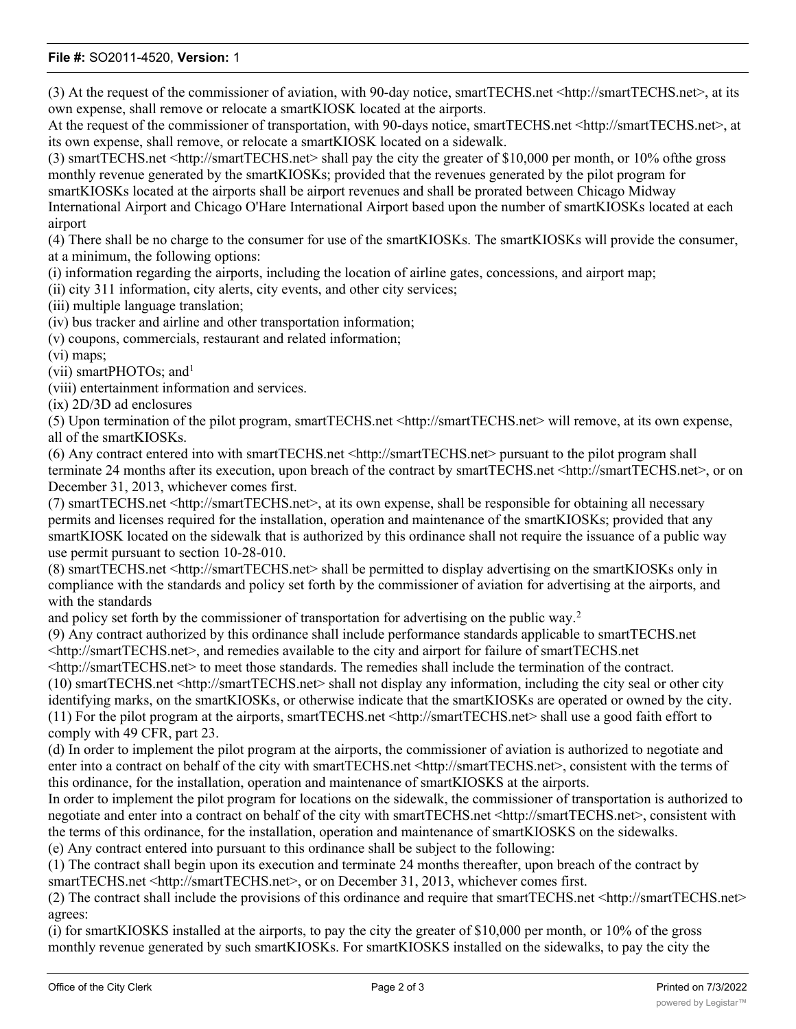(3) At the request of the commissioner of aviation, with 90-day notice, smartTECHS.net <http://smartTECHS.net>, at its own expense, shall remove or relocate a smartKIOSK located at the airports.

At the request of the commissioner of transportation, with 90-days notice, smartTECHS.net <http://smartTECHS.net>, at its own expense, shall remove, or relocate a smartKIOSK located on a sidewalk.

(3) smartTECHS.net <http://smartTECHS.net> shall pay the city the greater of $10,000 per month, or 10% ofthe gross monthly revenue generated by the smartKIOSKs; provided that the revenues generated by the pilot program for smartKIOSKs located at the airports shall be airport revenues and shall be prorated between Chicago Midway International Airport and Chicago O'Hare International Airport based upon the number of smartKIOSKs located at each airport

(4) There shall be no charge to the consumer for use of the smartKIOSKs. The smartKIOSKs will provide the consumer, at a minimum, the following options:

(i) information regarding the airports, including the location of airline gates, concessions, and airport map;

(ii) city 311 information, city alerts, city events, and other city services;

(iii) multiple language translation;

(iv) bus tracker and airline and other transportation information;

(v) coupons, commercials, restaurant and related information;

(vi) maps;

(vii) smartPHOTOs; and[1]

(viii) entertainment information and services.

(ix) 2D/3D ad enclosures

(5) Upon termination of the pilot program, smartTECHS.net <http://smartTECHS.net> will remove, at its own expense, all of the smartKIOSKs.

(6) Any contract entered into with smartTECHS.net <http://smartTECHS.net> pursuant to the pilot program shall terminate 24 months after its execution, upon breach of the contract by smartTECHS.net <http://smartTECHS.net>, or on December 31, 2013, whichever comes first.

(7) smartTECHS.net <http://smartTECHS.net>, at its own expense, shall be responsible for obtaining all necessary permits and licenses required for the installation, operation and maintenance of the smartKIOSKs; provided that any smartKIOSK located on the sidewalk that is authorized by this ordinance shall not require the issuance of a public way use permit pursuant to section 10-28-010.

(8) smartTECHS.net <http://smartTECHS.net> shall be permitted to display advertising on the smartKIOSKs only in compliance with the standards and policy set forth by the commissioner of aviation for advertising at the airports, and with the standards and policy set forth by the commissioner of transportation for advertising on the public way.[2]

(9) Any contract authorized by this ordinance shall include performance standards applicable to smartTECHS.net <http://smartTECHS.net>, and remedies available to the city and airport for failure of smartTECHS.net <http://smartTECHS.net> to meet those standards. The remedies shall include the termination of the contract.

(10) smartTECHS.net <http://smartTECHS.net> shall not display any information, including the city seal or other city identifying marks, on the smartKIOSKs, or otherwise indicate that the smartKIOSKs are operated or owned by the city.

(11) For the pilot program at the airports, smartTECHS.net <http://smartTECHS.net> shall use a good faith effort to comply with 49 CFR, part 23.

(d) In order to implement the pilot program at the airports, the commissioner of aviation is authorized to negotiate and enter into a contract on behalf of the city with smartTECHS.net <http://smartTECHS.net>, consistent with the terms of this ordinance, for the installation, operation and maintenance of smartKIOSKS at the airports.

In order to implement the pilot program for locations on the sidewalk, the commissioner of transportation is authorized to negotiate and enter into a contract on behalf of the city with smartTECHS.net <http://smartTECHS.net>, consistent with the terms of this ordinance, for the installation, operation and maintenance of smartKIOSKS on the sidewalks.

(e) Any contract entered into pursuant to this ordinance shall be subject to the following:

(1) The contract shall begin upon its execution and terminate 24 months thereafter, upon breach of the contract by smartTECHS.net <http://smartTECHS.net>, or on December 31, 2013, whichever comes first.

(2) The contract shall include the provisions of this ordinance and require that smartTECHS.net <http://smartTECHS.net> agrees:

(i) for smartKIOSKS installed at the airports, to pay the city the greater of $10,000 per month, or 10% of the gross monthly revenue generated by such smartKIOSKs. For smartKIOSKS installed on the sidewalks, to pay the city the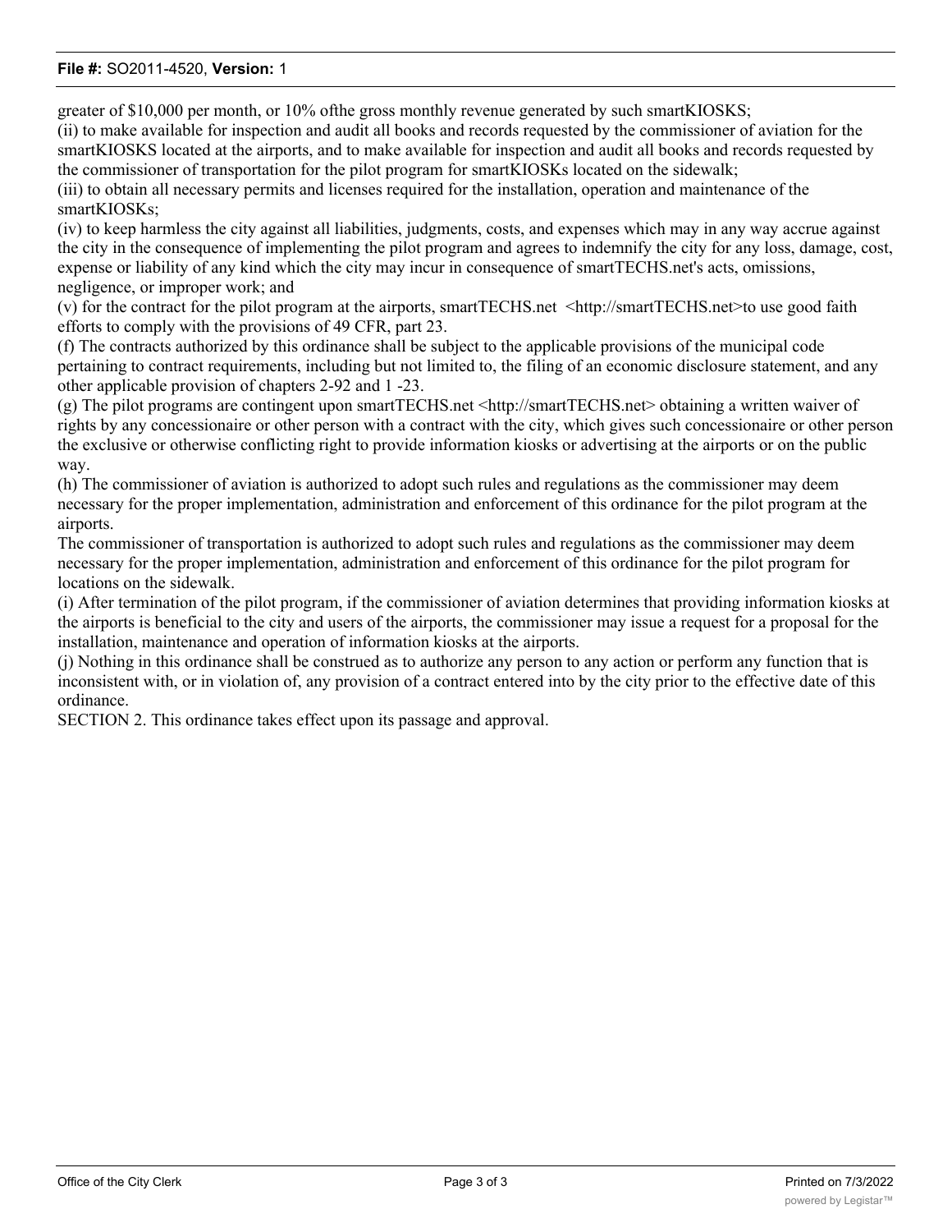greater of $10,000 per month, or 10% ofthe gross monthly revenue generated by such smartKIOSKS;

(ii) to make available for inspection and audit all books and records requested by the commissioner of aviation for the smartKIOSKS located at the airports, and to make available for inspection and audit all books and records requested by the commissioner of transportation for the pilot program for smartKIOSKs located on the sidewalk;

(iii) to obtain all necessary permits and licenses required for the installation, operation and maintenance of the smartKIOSKs;

(iv) to keep harmless the city against all liabilities, judgments, costs, and expenses which may in any way accrue against the city in the consequence of implementing the pilot program and agrees to indemnify the city for any loss, damage, cost, expense or liability of any kind which the city may incur in consequence of smartTECHS.net's acts, omissions, negligence, or improper work; and

(v) for the contract for the pilot program at the airports, smartTECHS.net <http://smartTECHS.net>to use good faith efforts to comply with the provisions of 49 CFR, part 23.

(f) The contracts authorized by this ordinance shall be subject to the applicable provisions of the municipal code pertaining to contract requirements, including but not limited to, the filing of an economic disclosure statement, and any other applicable provision of chapters 2-92 and 1 -23.

(g) The pilot programs are contingent upon smartTECHS.net <http://smartTECHS.net> obtaining a written waiver of rights by any concessionaire or other person with a contract with the city, which gives such concessionaire or other person the exclusive or otherwise conflicting right to provide information kiosks or advertising at the airports or on the public way.

(h) The commissioner of aviation is authorized to adopt such rules and regulations as the commissioner may deem necessary for the proper implementation, administration and enforcement of this ordinance for the pilot program at the airports.

The commissioner of transportation is authorized to adopt such rules and regulations as the commissioner may deem necessary for the proper implementation, administration and enforcement of this ordinance for the pilot program for locations on the sidewalk.

(i) After termination of the pilot program, if the commissioner of aviation determines that providing information kiosks at the airports is beneficial to the city and users of the airports, the commissioner may issue a request for a proposal for the installation, maintenance and operation of information kiosks at the airports.

(j) Nothing in this ordinance shall be construed as to authorize any person to any action or perform any function that is inconsistent with, or in violation of, any provision of a contract entered into by the city prior to the effective date of this ordinance.

SECTION 2. This ordinance takes effect upon its passage and approval.